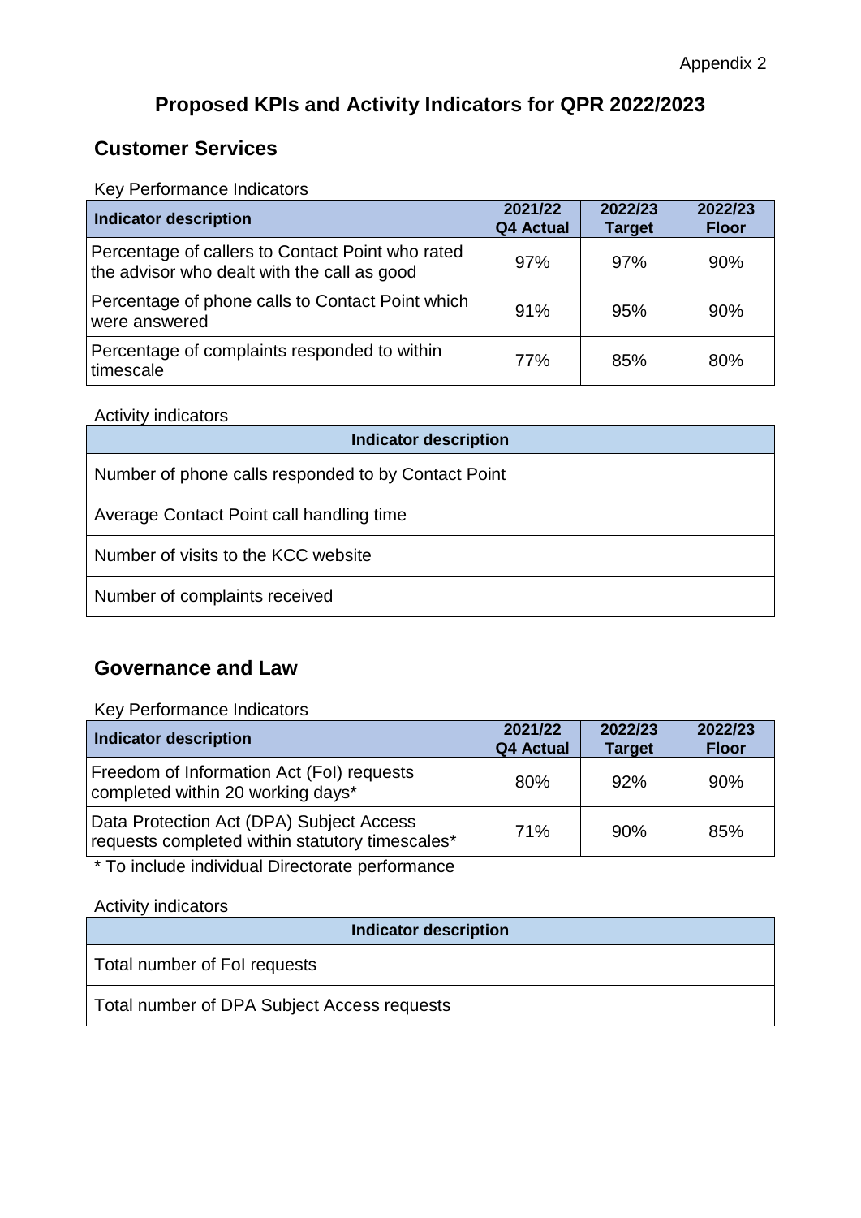Appendix 2

# Proposed KPIs and Activity Indicators for QPR 2022/2023

## Customer Services

Key Performance Indicators

| Indicator description | 2021/22 Q4 Actual | 2022/23 Target | 2022/23 Floor |
|---|---|---|---|
| Percentage of callers to Contact Point who rated the advisor who dealt with the call as good | 97% | 97% | 90% |
| Percentage of phone calls to Contact Point which were answered | 91% | 95% | 90% |
| Percentage of complaints responded to within timescale | 77% | 85% | 80% |

Activity indicators

| Indicator description |
|---|
| Number of phone calls responded to by Contact Point |
| Average Contact Point call handling time |
| Number of visits to the KCC website |
| Number of complaints received |

## Governance and Law

Key Performance Indicators

| Indicator description | 2021/22 Q4 Actual | 2022/23 Target | 2022/23 Floor |
|---|---|---|---|
| Freedom of Information Act (FoI) requests completed within 20 working days* | 80% | 92% | 90% |
| Data Protection Act (DPA) Subject Access requests completed within statutory timescales* | 71% | 90% | 85% |

* To include individual Directorate performance

Activity indicators

| Indicator description |
|---|
| Total number of FoI requests |
| Total number of DPA Subject Access requests |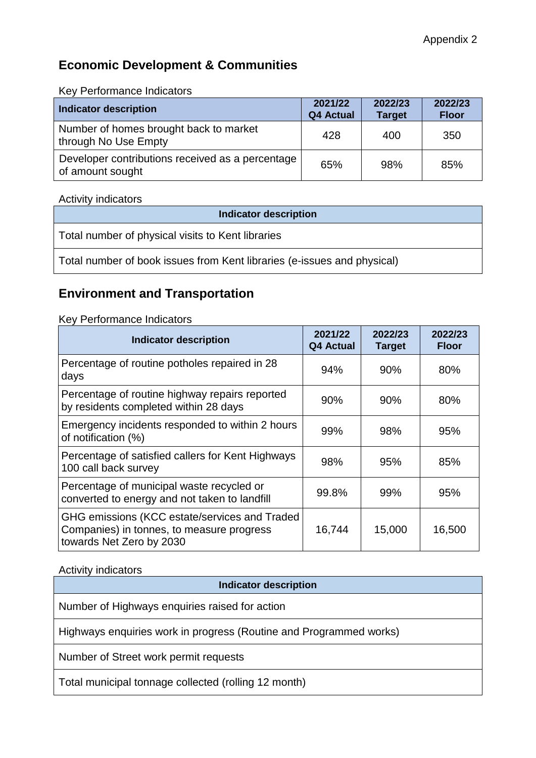Appendix 2

## Economic Development & Communities

Key Performance Indicators

| Indicator description | 2021/22 Q4 Actual | 2022/23 Target | 2022/23 Floor |
|---|---|---|---|
| Number of homes brought back to market through No Use Empty | 428 | 400 | 350 |
| Developer contributions received as a percentage of amount sought | 65% | 98% | 85% |

Activity indicators

| Indicator description |
|---|
| Total number of physical visits to Kent libraries |
| Total number of book issues from Kent libraries (e-issues and physical) |

## Environment and Transportation

Key Performance Indicators

| Indicator description | 2021/22 Q4 Actual | 2022/23 Target | 2022/23 Floor |
|---|---|---|---|
| Percentage of routine potholes repaired in 28 days | 94% | 90% | 80% |
| Percentage of routine highway repairs reported by residents completed within 28 days | 90% | 90% | 80% |
| Emergency incidents responded to within 2 hours of notification (%) | 99% | 98% | 95% |
| Percentage of satisfied callers for Kent Highways 100 call back survey | 98% | 95% | 85% |
| Percentage of municipal waste recycled or converted to energy and not taken to landfill | 99.8% | 99% | 95% |
| GHG emissions (KCC estate/services and Traded Companies) in tonnes, to measure progress towards Net Zero by 2030 | 16,744 | 15,000 | 16,500 |

Activity indicators

| Indicator description |
|---|
| Number of Highways enquiries raised for action |
| Highways enquiries work in progress (Routine and Programmed works) |
| Number of Street work permit requests |
| Total municipal tonnage collected (rolling 12 month) |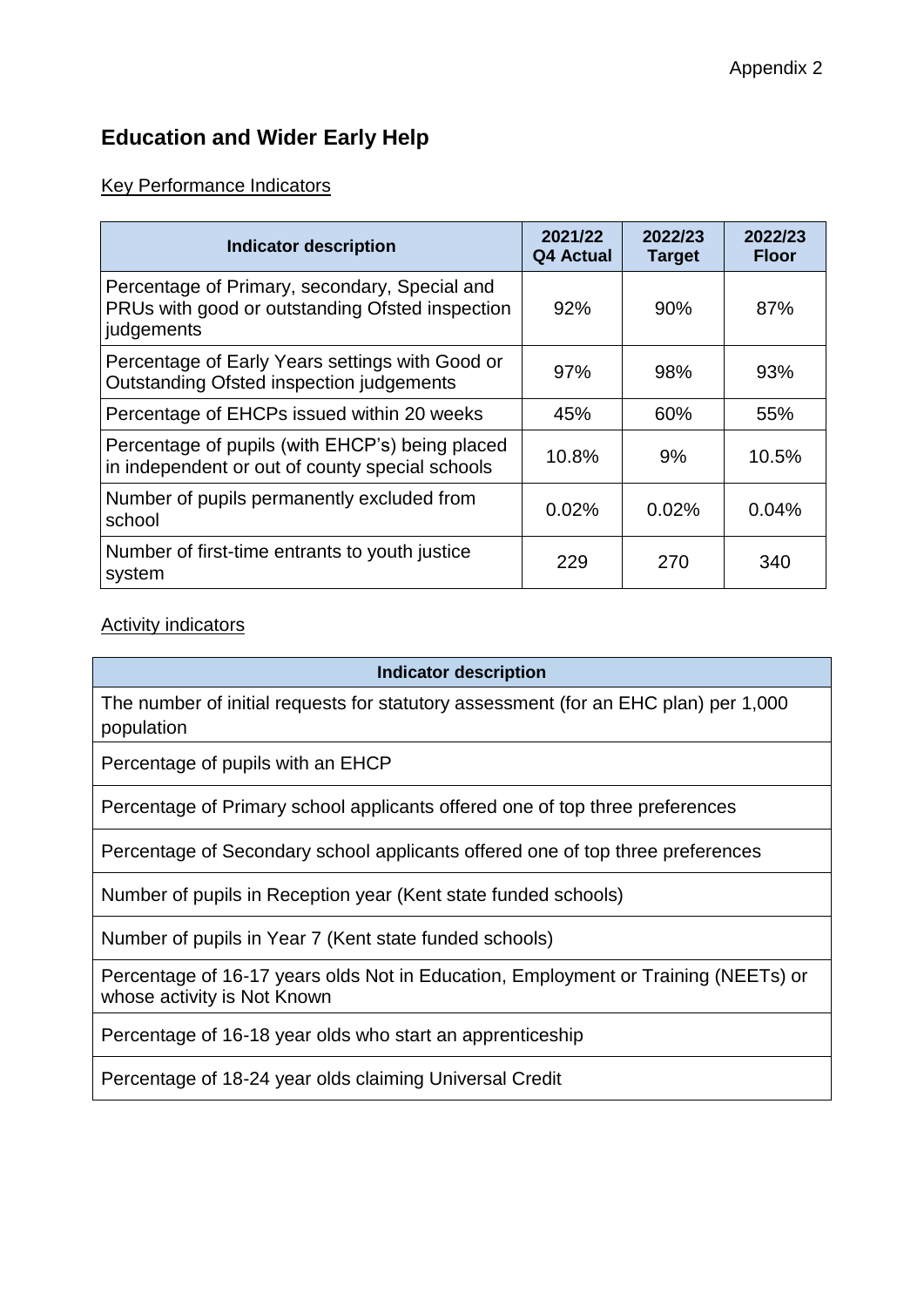Appendix 2

## Education and Wider Early Help

Key Performance Indicators

| Indicator description | 2021/22 Q4 Actual | 2022/23 Target | 2022/23 Floor |
|---|---|---|---|
| Percentage of Primary, secondary, Special and PRUs with good or outstanding Ofsted inspection judgements | 92% | 90% | 87% |
| Percentage of Early Years settings with Good or Outstanding Ofsted inspection judgements | 97% | 98% | 93% |
| Percentage of EHCPs issued within 20 weeks | 45% | 60% | 55% |
| Percentage of pupils (with EHCP's) being placed in independent or out of county special schools | 10.8% | 9% | 10.5% |
| Number of pupils permanently excluded from school | 0.02% | 0.02% | 0.04% |
| Number of first-time entrants to youth justice system | 229 | 270 | 340 |

Activity indicators

| Indicator description |
|---|
| The number of initial requests for statutory assessment (for an EHC plan) per 1,000 population |
| Percentage of pupils with an EHCP |
| Percentage of Primary school applicants offered one of top three preferences |
| Percentage of Secondary school applicants offered one of top three preferences |
| Number of pupils in Reception year (Kent state funded schools) |
| Number of pupils in Year 7 (Kent state funded schools) |
| Percentage of 16-17 years olds Not in Education, Employment or Training (NEETs) or whose activity is Not Known |
| Percentage of 16-18 year olds who start an apprenticeship |
| Percentage of 18-24 year olds claiming Universal Credit |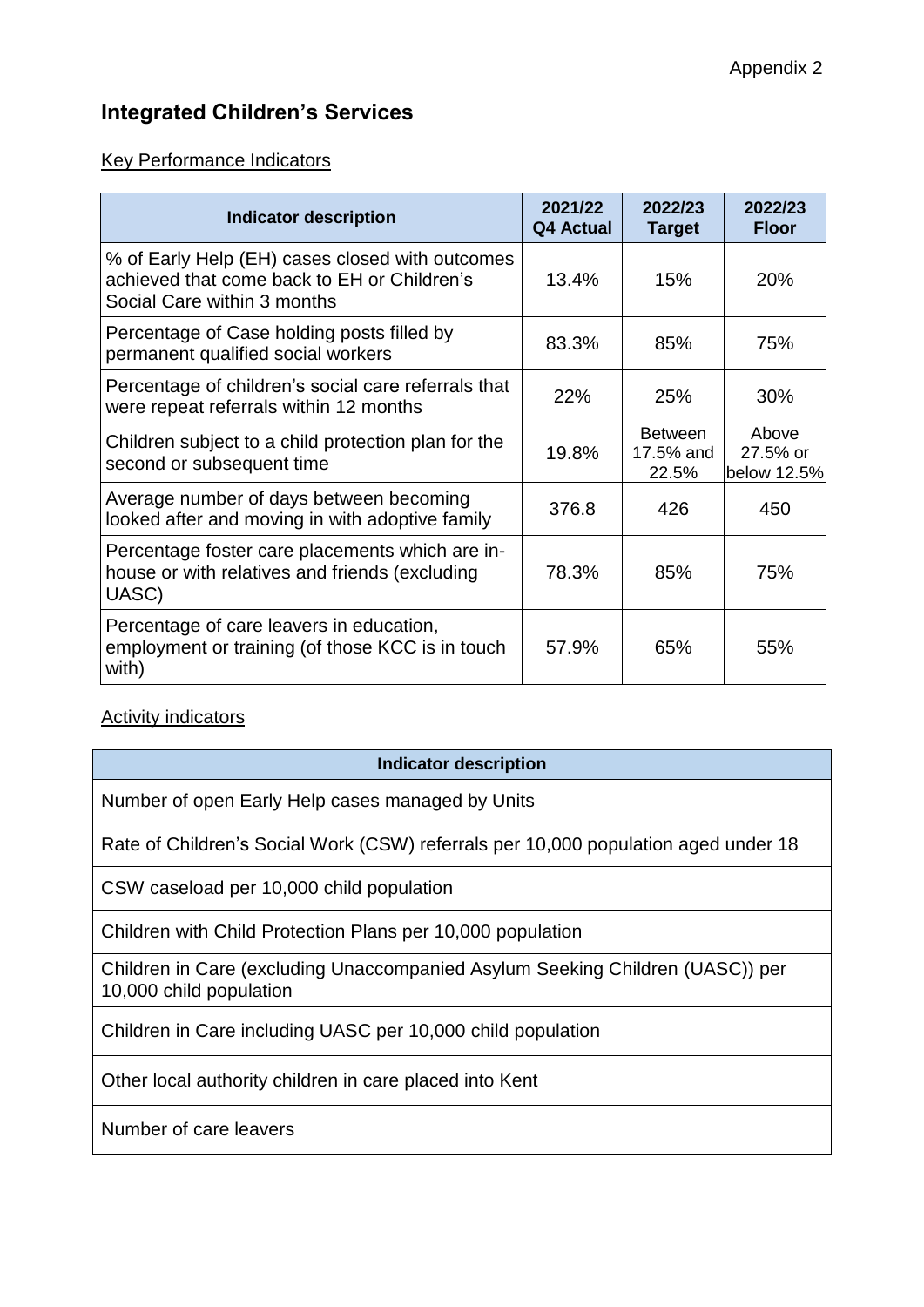Appendix 2

## Integrated Children's Services

### Key Performance Indicators

| Indicator description | 2021/22 Q4 Actual | 2022/23 Target | 2022/23 Floor |
|---|---|---|---|
| % of Early Help (EH) cases closed with outcomes achieved that come back to EH or Children's Social Care within 3 months | 13.4% | 15% | 20% |
| Percentage of Case holding posts filled by permanent qualified social workers | 83.3% | 85% | 75% |
| Percentage of children's social care referrals that were repeat referrals within 12 months | 22% | 25% | 30% |
| Children subject to a child protection plan for the second or subsequent time | 19.8% | Between 17.5% and 22.5% | Above 27.5% or below 12.5% |
| Average number of days between becoming looked after and moving in with adoptive family | 376.8 | 426 | 450 |
| Percentage foster care placements which are in-house or with relatives and friends (excluding UASC) | 78.3% | 85% | 75% |
| Percentage of care leavers in education, employment or training (of those KCC is in touch with) | 57.9% | 65% | 55% |

### Activity indicators

| Indicator description |
|---|
| Number of open Early Help cases managed by Units |
| Rate of Children's Social Work (CSW) referrals per 10,000 population aged under 18 |
| CSW caseload per 10,000 child population |
| Children with Child Protection Plans per 10,000 population |
| Children in Care (excluding Unaccompanied Asylum Seeking Children (UASC)) per 10,000 child population |
| Children in Care including UASC per 10,000 child population |
| Other local authority children in care placed into Kent |
| Number of care leavers |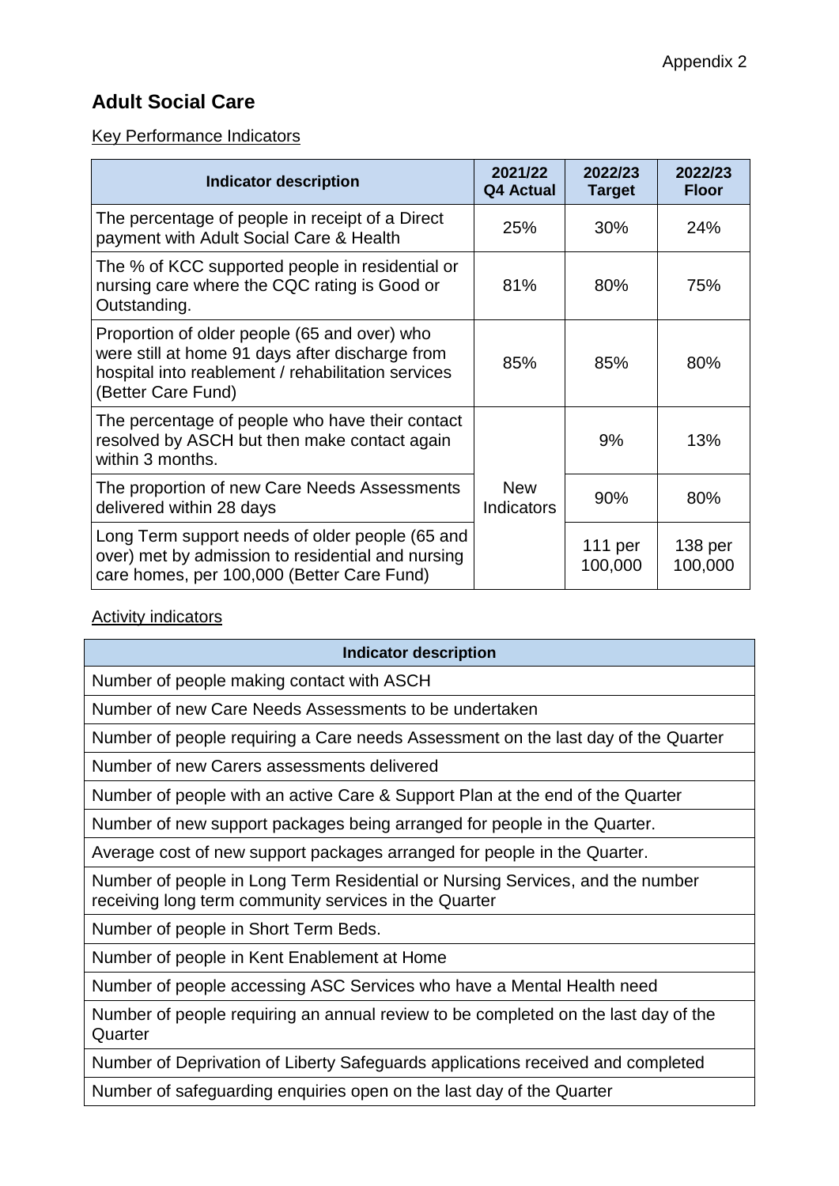Appendix 2

## Adult Social Care

Key Performance Indicators

| Indicator description | 2021/22 Q4 Actual | 2022/23 Target | 2022/23 Floor |
|---|---|---|---|
| The percentage of people in receipt of a Direct payment with Adult Social Care & Health | 25% | 30% | 24% |
| The % of KCC supported people in residential or nursing care where the CQC rating is Good or Outstanding. | 81% | 80% | 75% |
| Proportion of older people (65 and over) who were still at home 91 days after discharge from hospital into reablement / rehabilitation services (Better Care Fund) | 85% | 85% | 80% |
| The percentage of people who have their contact resolved by ASCH but then make contact again within 3 months. | New Indicators | 9% | 13% |
| The proportion of new Care Needs Assessments delivered within 28 days | | 90% | 80% |
| Long Term support needs of older people (65 and over) met by admission to residential and nursing care homes, per 100,000 (Better Care Fund) | | 111 per 100,000 | 138 per 100,000 |

Activity indicators

| Indicator description |
|---|
| Number of people making contact with ASCH |
| Number of new Care Needs Assessments to be undertaken |
| Number of people requiring a Care needs Assessment on the last day of the Quarter |
| Number of new Carers assessments delivered |
| Number of people with an active Care & Support Plan at the end of the Quarter |
| Number of new support packages being arranged for people in the Quarter. |
| Average cost of new support packages arranged for people in the Quarter. |
| Number of people in Long Term Residential or Nursing Services, and the number receiving long term community services in the Quarter |
| Number of people in Short Term Beds. |
| Number of people in Kent Enablement at Home |
| Number of people accessing ASC Services who have a Mental Health need |
| Number of people requiring an annual review to be completed on the last day of the Quarter |
| Number of Deprivation of Liberty Safeguards applications received and completed |
| Number of safeguarding enquiries open on the last day of the Quarter |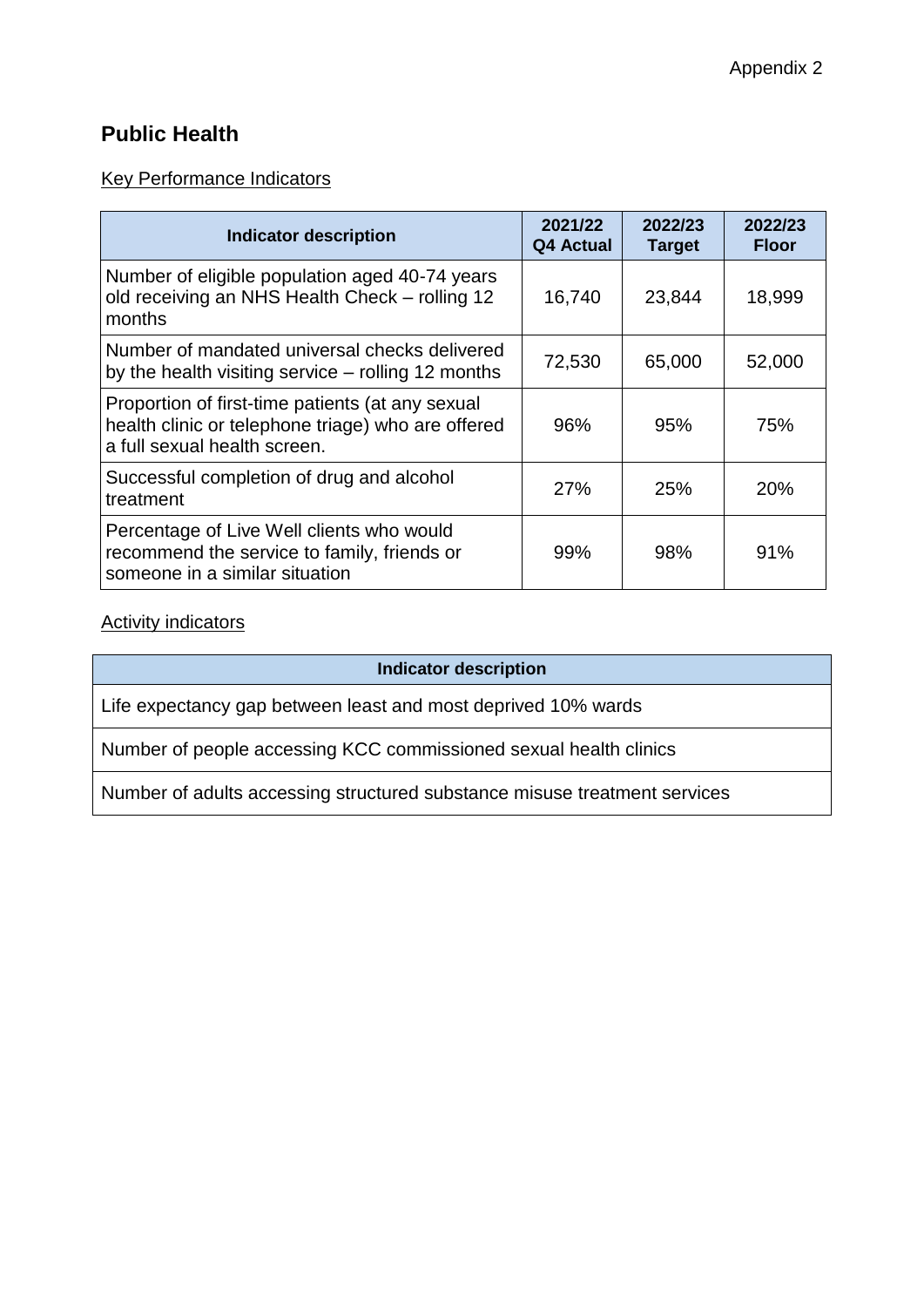Appendix 2

## Public Health

Key Performance Indicators

| Indicator description | 2021/22 Q4 Actual | 2022/23 Target | 2022/23 Floor |
|---|---|---|---|
| Number of eligible population aged 40-74 years old receiving an NHS Health Check – rolling 12 months | 16,740 | 23,844 | 18,999 |
| Number of mandated universal checks delivered by the health visiting service – rolling 12 months | 72,530 | 65,000 | 52,000 |
| Proportion of first-time patients (at any sexual health clinic or telephone triage) who are offered a full sexual health screen. | 96% | 95% | 75% |
| Successful completion of drug and alcohol treatment | 27% | 25% | 20% |
| Percentage of Live Well clients who would recommend the service to family, friends or someone in a similar situation | 99% | 98% | 91% |

Activity indicators

| Indicator description |
|---|
| Life expectancy gap between least and most deprived 10% wards |
| Number of people accessing KCC commissioned sexual health clinics |
| Number of adults accessing structured substance misuse treatment services |